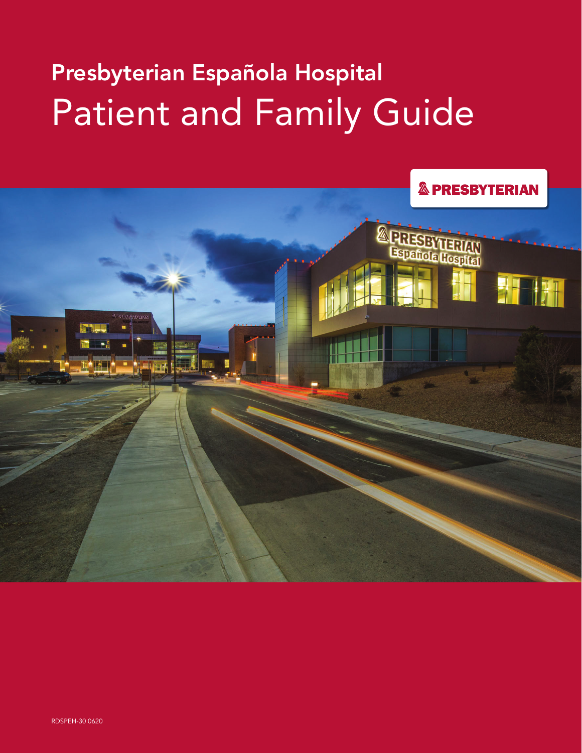# Presbyterian Española Hospital

# Patient and Family Guide

PRESBYTERIAN

RDSPEH-30 0620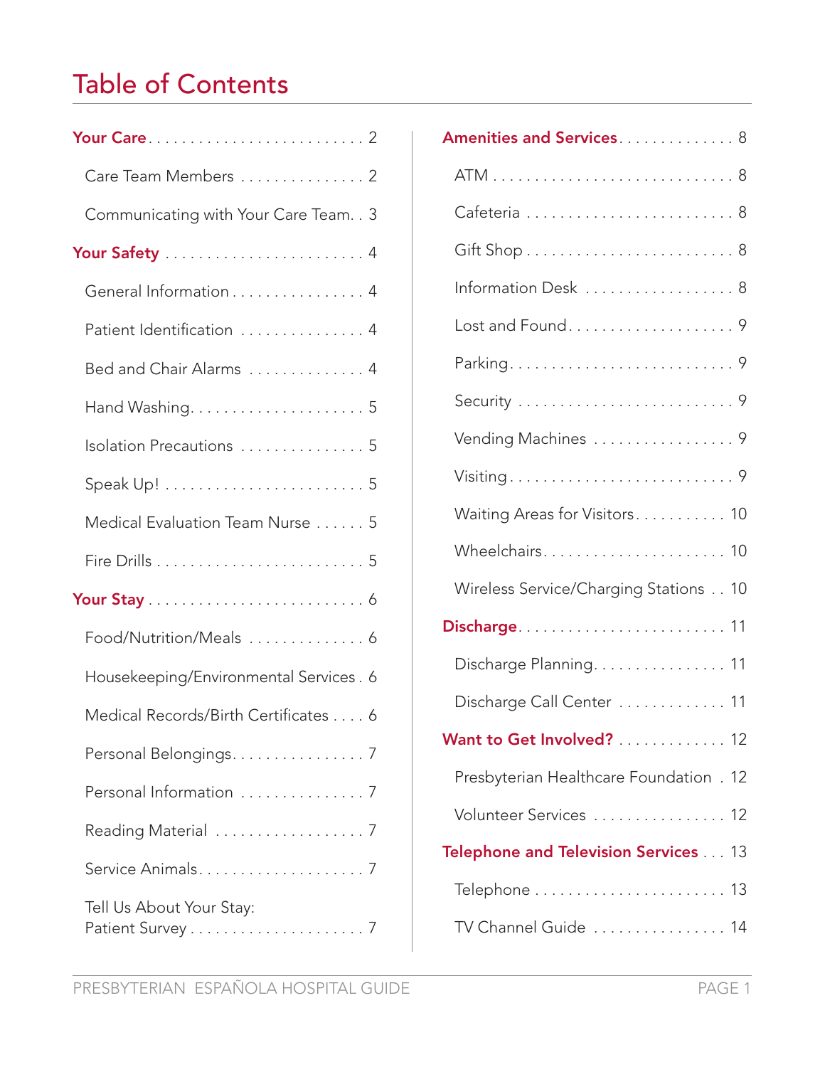# Table of Contents

**Your Care** . . . . . . . . . . . . . . . . . . . . . . . . . . 2

- Care Team Members . . . . . . . . . . . . . . . 2
- Communicating with Your Care Team. . 3

**Your Safety** . . . . . . . . . . . . . . . . . . . . . . . . 4

- General Information . . . . . . . . . . . . . . . . 4
- Patient Identification . . . . . . . . . . . . . . . 4
- Bed and Chair Alarms . . . . . . . . . . . . . . 4
- Hand Washing. . . . . . . . . . . . . . . . . . . . . 5
- Isolation Precautions . . . . . . . . . . . . . . . 5
- Speak Up! . . . . . . . . . . . . . . . . . . . . . . . . 5
- Medical Evaluation Team Nurse . . . . . . 5
- Fire Drills . . . . . . . . . . . . . . . . . . . . . . . . 5

**Your Stay** . . . . . . . . . . . . . . . . . . . . . . . . . 6

- Food/Nutrition/Meals . . . . . . . . . . . . . . 6
- Housekeeping/Environmental Services . 6
- Medical Records/Birth Certificates . . . . 6
- Personal Belongings. . . . . . . . . . . . . . . . 7
- Personal Information . . . . . . . . . . . . . . . 7
- Reading Material . . . . . . . . . . . . . . . . . . 7
- Service Animals. . . . . . . . . . . . . . . . . . . . 7
- Tell Us About Your Stay: Patient Survey . . . . . . . . . . . . . . . . . . . . . 7

**Amenities and Services** . . . . . . . . . . . . . . 8

- ATM . . . . . . . . . . . . . . . . . . . . . . . . . . . . . 8
- Cafeteria . . . . . . . . . . . . . . . . . . . . . . . . . 8
- Gift Shop . . . . . . . . . . . . . . . . . . . . . . . . . 8
- Information Desk . . . . . . . . . . . . . . . . . . 8
- Lost and Found. . . . . . . . . . . . . . . . . . . . 9
- Parking. . . . . . . . . . . . . . . . . . . . . . . . . . . 9
- Security . . . . . . . . . . . . . . . . . . . . . . . . . . 9
- Vending Machines . . . . . . . . . . . . . . . . . 9
- Visiting . . . . . . . . . . . . . . . . . . . . . . . . . . . 9
- Waiting Areas for Visitors. . . . . . . . . . . 10
- Wheelchairs. . . . . . . . . . . . . . . . . . . . . . 10
- Wireless Service/Charging Stations . . 10

**Discharge**. . . . . . . . . . . . . . . . . . . . . . . . . 11

- Discharge Planning. . . . . . . . . . . . . . . . 11
- Discharge Call Center . . . . . . . . . . . . . 11

**Want to Get Involved?** . . . . . . . . . . . . . 12

- Presbyterian Healthcare Foundation . 12
- Volunteer Services . . . . . . . . . . . . . . . . 12

**Telephone and Television Services** . . . 13

- Telephone . . . . . . . . . . . . . . . . . . . . . . . 13
- TV Channel Guide . . . . . . . . . . . . . . . . 14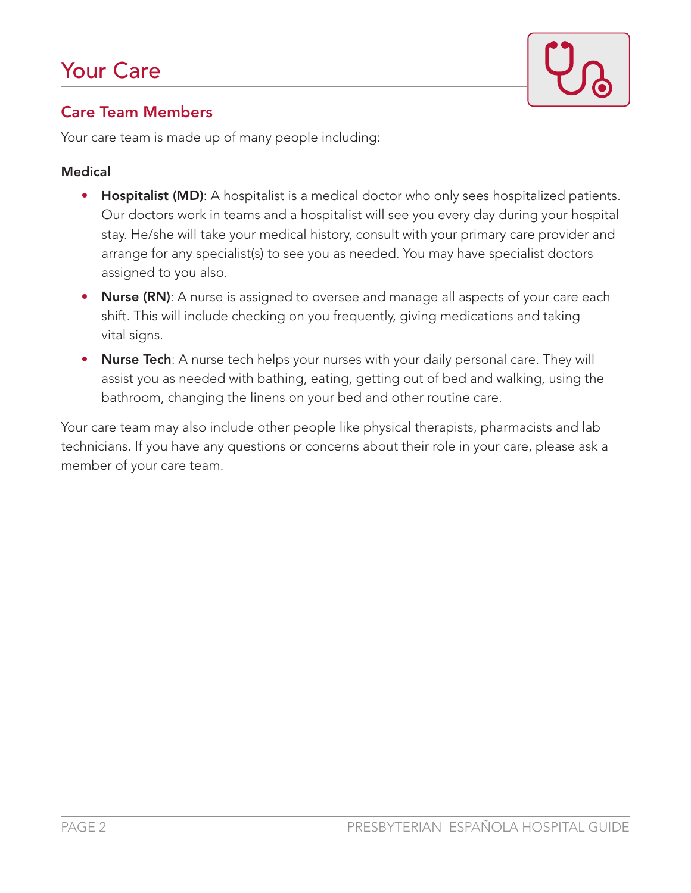# Your Care

## Care Team Members

Your care team is made up of many people including:

**Medical**

- **Hospitalist (MD)**: A hospitalist is a medical doctor who only sees hospitalized patients. Our doctors work in teams and a hospitalist will see you every day during your hospital stay. He/she will take your medical history, consult with your primary care provider and arrange for any specialist(s) to see you as needed. You may have specialist doctors assigned to you also.
- **Nurse (RN)**: A nurse is assigned to oversee and manage all aspects of your care each shift. This will include checking on you frequently, giving medications and taking vital signs.
- **Nurse Tech**: A nurse tech helps your nurses with your daily personal care. They will assist you as needed with bathing, eating, getting out of bed and walking, using the bathroom, changing the linens on your bed and other routine care.

Your care team may also include other people like physical therapists, pharmacists and lab technicians. If you have any questions or concerns about their role in your care, please ask a member of your care team.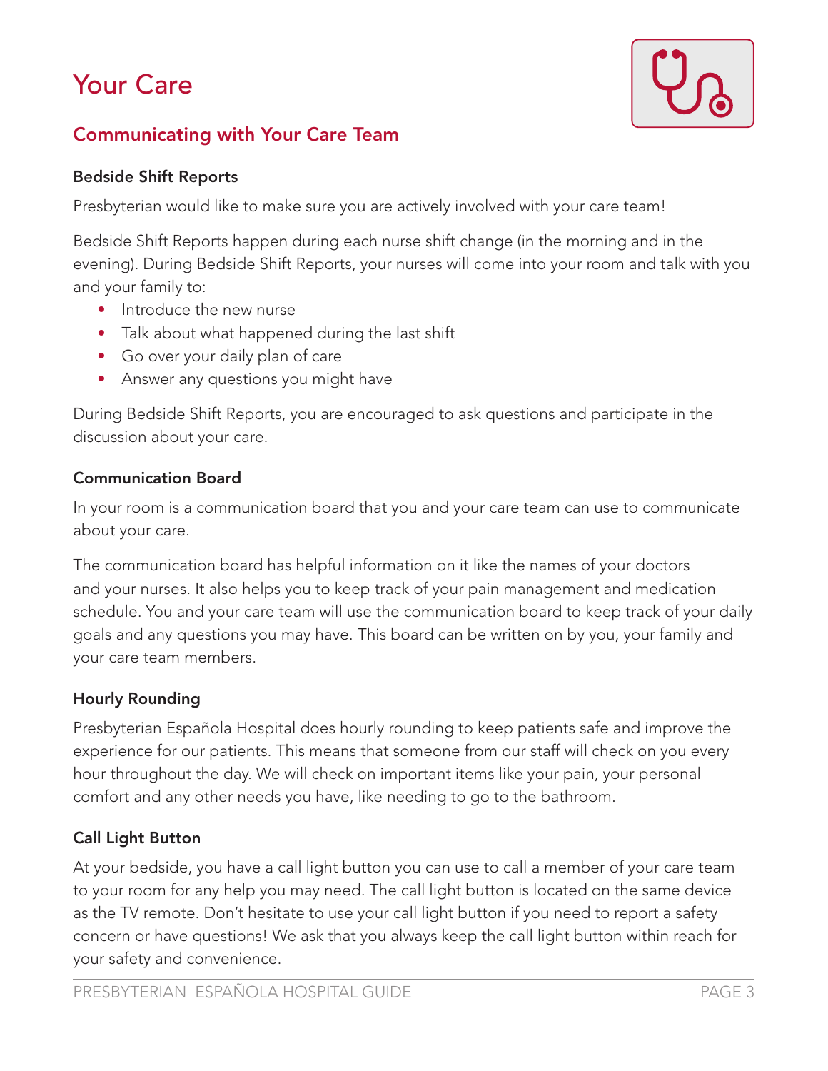# Your Care

## Communicating with Your Care Team

### Bedside Shift Reports

Presbyterian would like to make sure you are actively involved with your care team!

Bedside Shift Reports happen during each nurse shift change (in the morning and in the evening). During Bedside Shift Reports, your nurses will come into your room and talk with you and your family to:

- Introduce the new nurse
- Talk about what happened during the last shift
- Go over your daily plan of care
- Answer any questions you might have

During Bedside Shift Reports, you are encouraged to ask questions and participate in the discussion about your care.

### Communication Board

In your room is a communication board that you and your care team can use to communicate about your care.

The communication board has helpful information on it like the names of your doctors and your nurses. It also helps you to keep track of your pain management and medication schedule. You and your care team will use the communication board to keep track of your daily goals and any questions you may have. This board can be written on by you, your family and your care team members.

### Hourly Rounding

Presbyterian Española Hospital does hourly rounding to keep patients safe and improve the experience for our patients. This means that someone from our staff will check on you every hour throughout the day. We will check on important items like your pain, your personal comfort and any other needs you have, like needing to go to the bathroom.

### Call Light Button

At your bedside, you have a call light button you can use to call a member of your care team to your room for any help you may need. The call light button is located on the same device as the TV remote. Don't hesitate to use your call light button if you need to report a safety concern or have questions! We ask that you always keep the call light button within reach for your safety and convenience.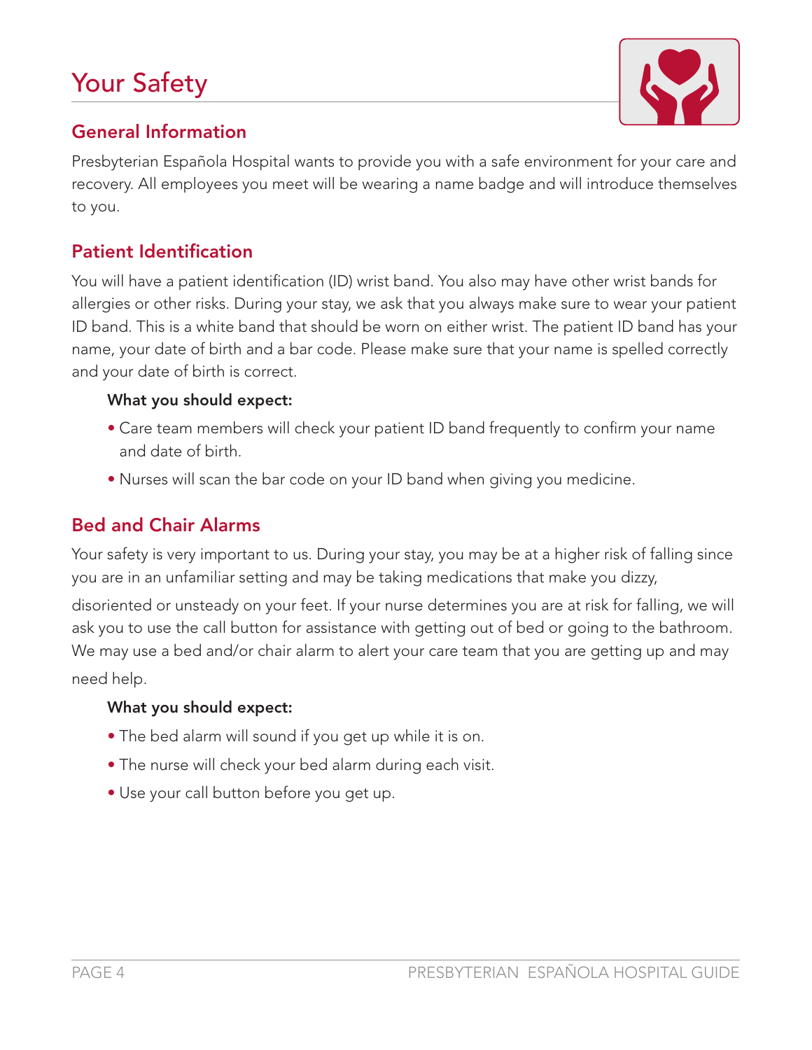# Your Safety

## General Information

Presbyterian Española Hospital wants to provide you with a safe environment for your care and recovery. All employees you meet will be wearing a name badge and will introduce themselves to you.

## Patient Identification

You will have a patient identification (ID) wrist band. You also may have other wrist bands for allergies or other risks. During your stay, we ask that you always make sure to wear your patient ID band. This is a white band that should be worn on either wrist. The patient ID band has your name, your date of birth and a bar code. Please make sure that your name is spelled correctly and your date of birth is correct.

**What you should expect:**

- Care team members will check your patient ID band frequently to confirm your name and date of birth.
- Nurses will scan the bar code on your ID band when giving you medicine.

## Bed and Chair Alarms

Your safety is very important to us. During your stay, you may be at a higher risk of falling since you are in an unfamiliar setting and may be taking medications that make you dizzy, disoriented or unsteady on your feet. If your nurse determines you are at risk for falling, we will ask you to use the call button for assistance with getting out of bed or going to the bathroom. We may use a bed and/or chair alarm to alert your care team that you are getting up and may need help.

**What you should expect:**

- The bed alarm will sound if you get up while it is on.
- The nurse will check your bed alarm during each visit.
- Use your call button before you get up.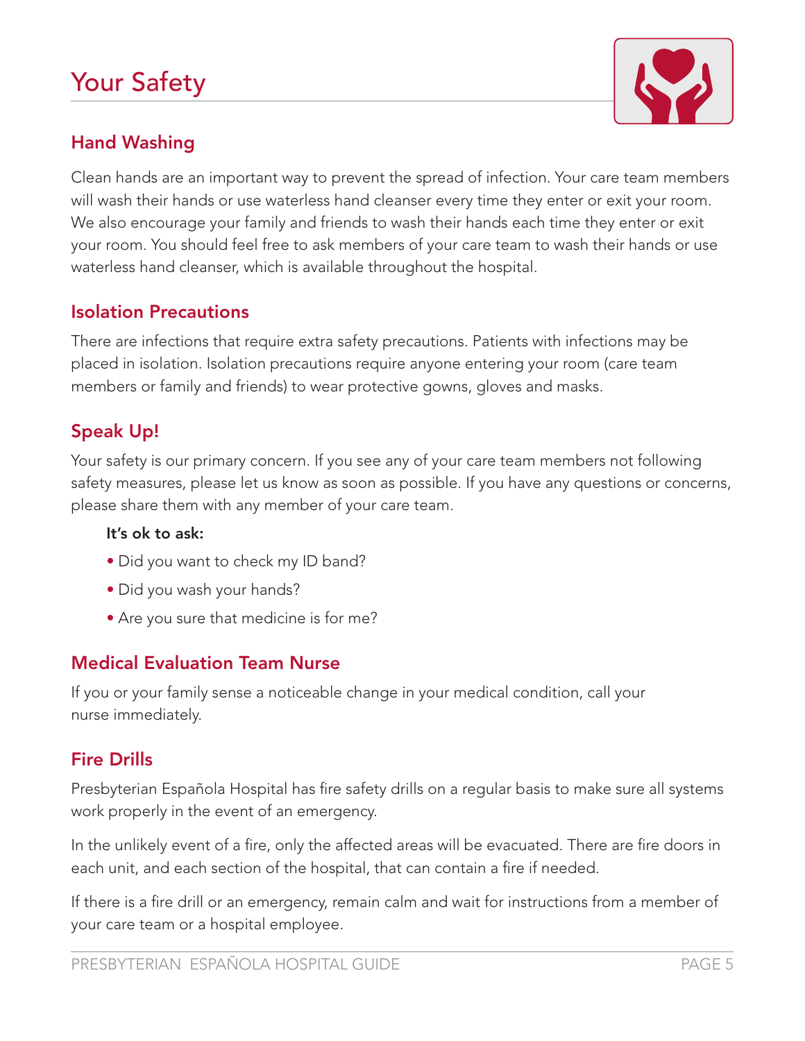# Your Safety

## Hand Washing

Clean hands are an important way to prevent the spread of infection. Your care team members will wash their hands or use waterless hand cleanser every time they enter or exit your room. We also encourage your family and friends to wash their hands each time they enter or exit your room. You should feel free to ask members of your care team to wash their hands or use waterless hand cleanser, which is available throughout the hospital.

## Isolation Precautions

There are infections that require extra safety precautions. Patients with infections may be placed in isolation. Isolation precautions require anyone entering your room (care team members or family and friends) to wear protective gowns, gloves and masks.

## Speak Up!

Your safety is our primary concern. If you see any of your care team members not following safety measures, please let us know as soon as possible. If you have any questions or concerns, please share them with any member of your care team.

**It's ok to ask:**

- Did you want to check my ID band?
- Did you wash your hands?
- Are you sure that medicine is for me?

## Medical Evaluation Team Nurse

If you or your family sense a noticeable change in your medical condition, call your nurse immediately.

## Fire Drills

Presbyterian Española Hospital has fire safety drills on a regular basis to make sure all systems work properly in the event of an emergency.

In the unlikely event of a fire, only the affected areas will be evacuated. There are fire doors in each unit, and each section of the hospital, that can contain a fire if needed.

If there is a fire drill or an emergency, remain calm and wait for instructions from a member of your care team or a hospital employee.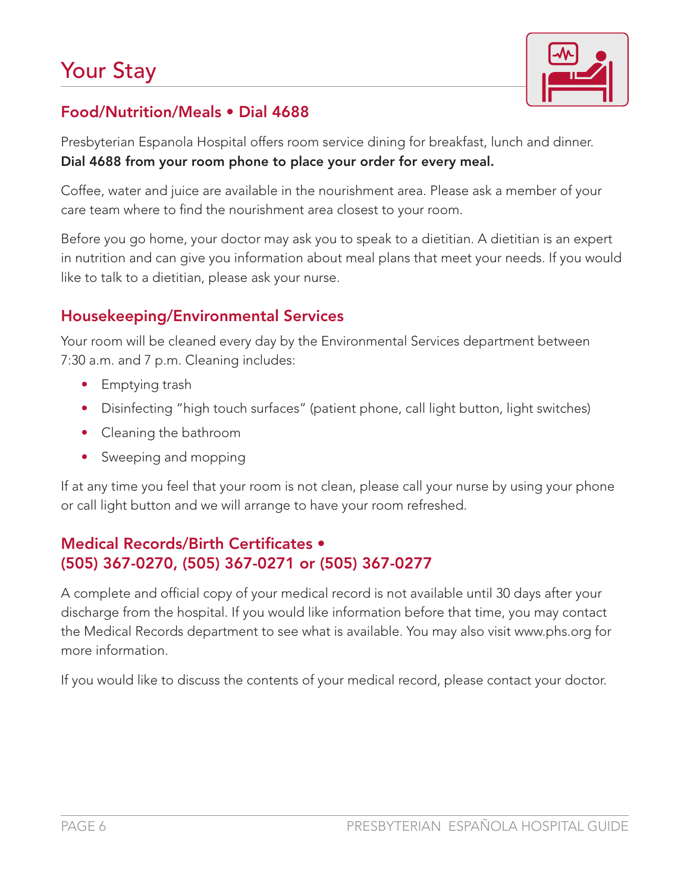# Your Stay

## Food/Nutrition/Meals • Dial 4688

Presbyterian Espanola Hospital offers room service dining for breakfast, lunch and dinner. **Dial 4688 from your room phone to place your order for every meal.**

Coffee, water and juice are available in the nourishment area. Please ask a member of your care team where to find the nourishment area closest to your room.

Before you go home, your doctor may ask you to speak to a dietitian. A dietitian is an expert in nutrition and can give you information about meal plans that meet your needs. If you would like to talk to a dietitian, please ask your nurse.

## Housekeeping/Environmental Services

Your room will be cleaned every day by the Environmental Services department between 7:30 a.m. and 7 p.m. Cleaning includes:

- Emptying trash
- Disinfecting "high touch surfaces" (patient phone, call light button, light switches)
- Cleaning the bathroom
- Sweeping and mopping

If at any time you feel that your room is not clean, please call your nurse by using your phone or call light button and we will arrange to have your room refreshed.

## Medical Records/Birth Certificates • (505) 367-0270, (505) 367-0271 or (505) 367-0277

A complete and official copy of your medical record is not available until 30 days after your discharge from the hospital. If you would like information before that time, you may contact the Medical Records department to see what is available. You may also visit www.phs.org for more information.

If you would like to discuss the contents of your medical record, please contact your doctor.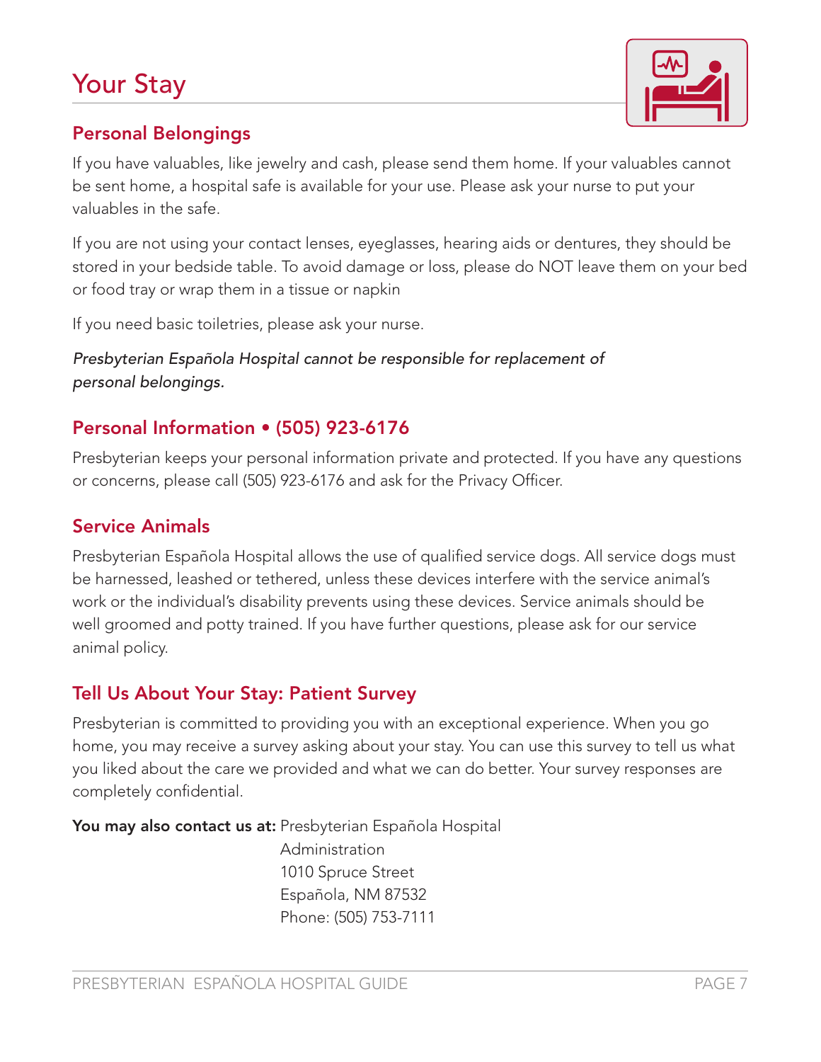# Your Stay

## Personal Belongings

If you have valuables, like jewelry and cash, please send them home. If your valuables cannot be sent home, a hospital safe is available for your use. Please ask your nurse to put your valuables in the safe.

If you are not using your contact lenses, eyeglasses, hearing aids or dentures, they should be stored in your bedside table. To avoid damage or loss, please do NOT leave them on your bed or food tray or wrap them in a tissue or napkin

If you need basic toiletries, please ask your nurse.

*Presbyterian Española Hospital cannot be responsible for replacement of personal belongings.*

## Personal Information • (505) 923-6176

Presbyterian keeps your personal information private and protected. If you have any questions or concerns, please call (505) 923-6176 and ask for the Privacy Officer.

## Service Animals

Presbyterian Española Hospital allows the use of qualified service dogs. All service dogs must be harnessed, leashed or tethered, unless these devices interfere with the service animal's work or the individual's disability prevents using these devices. Service animals should be well groomed and potty trained. If you have further questions, please ask for our service animal policy.

## Tell Us About Your Stay: Patient Survey

Presbyterian is committed to providing you with an exceptional experience. When you go home, you may receive a survey asking about your stay. You can use this survey to tell us what you liked about the care we provided and what we can do better. Your survey responses are completely confidential.

**You may also contact us at:** Presbyterian Española Hospital
Administration
1010 Spruce Street
Española, NM 87532
Phone: (505) 753-7111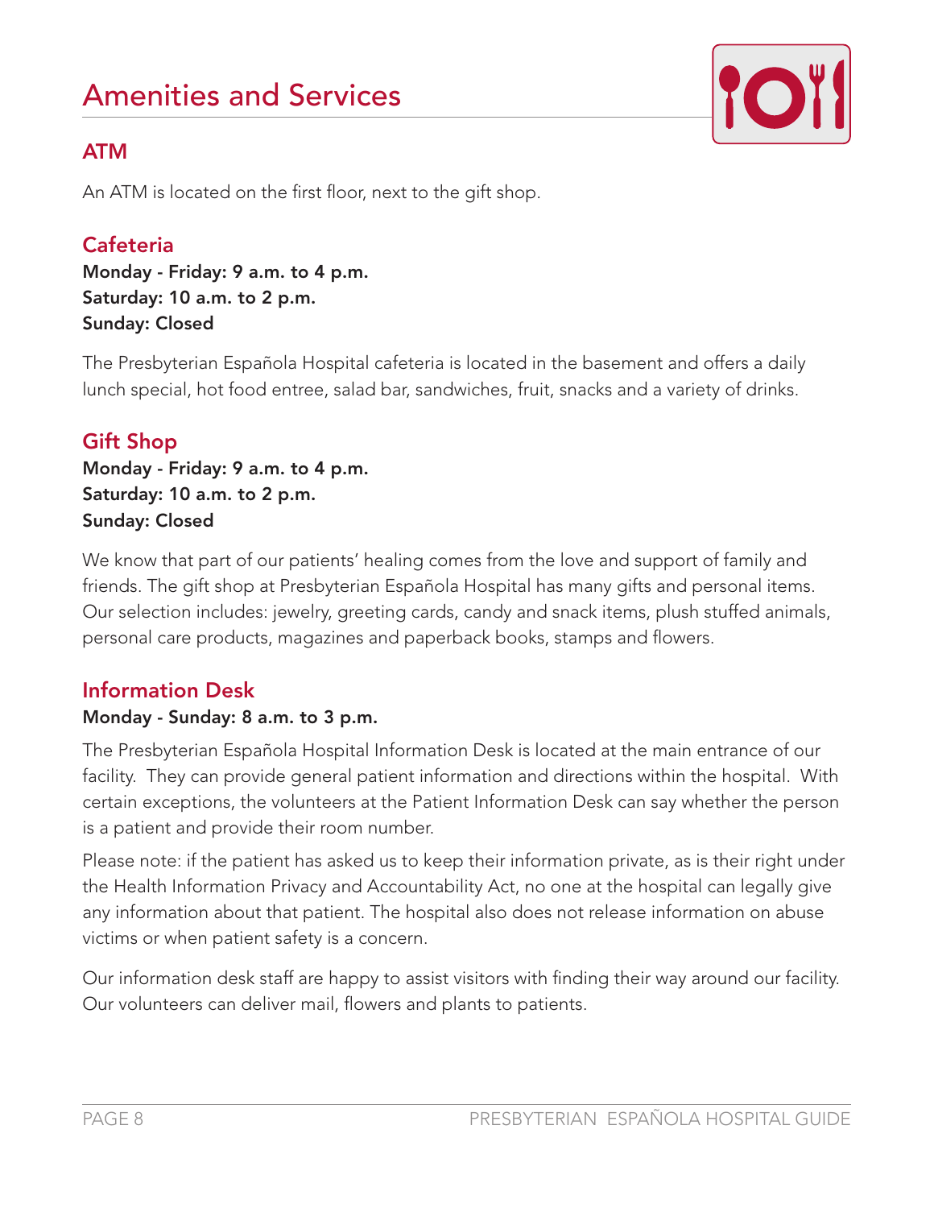# Amenities and Services

## ATM

An ATM is located on the first floor, next to the gift shop.

## Cafeteria

**Monday - Friday: 9 a.m. to 4 p.m.**
**Saturday: 10 a.m. to 2 p.m.**
**Sunday: Closed**

The Presbyterian Española Hospital cafeteria is located in the basement and offers a daily lunch special, hot food entree, salad bar, sandwiches, fruit, snacks and a variety of drinks.

## Gift Shop

**Monday - Friday: 9 a.m. to 4 p.m.**
**Saturday: 10 a.m. to 2 p.m.**
**Sunday: Closed**

We know that part of our patients' healing comes from the love and support of family and friends. The gift shop at Presbyterian Española Hospital has many gifts and personal items. Our selection includes: jewelry, greeting cards, candy and snack items, plush stuffed animals, personal care products, magazines and paperback books, stamps and flowers.

## Information Desk

**Monday - Sunday: 8 a.m. to 3 p.m.**

The Presbyterian Española Hospital Information Desk is located at the main entrance of our facility. They can provide general patient information and directions within the hospital. With certain exceptions, the volunteers at the Patient Information Desk can say whether the person is a patient and provide their room number.

Please note: if the patient has asked us to keep their information private, as is their right under the Health Information Privacy and Accountability Act, no one at the hospital can legally give any information about that patient. The hospital also does not release information on abuse victims or when patient safety is a concern.

Our information desk staff are happy to assist visitors with finding their way around our facility. Our volunteers can deliver mail, flowers and plants to patients.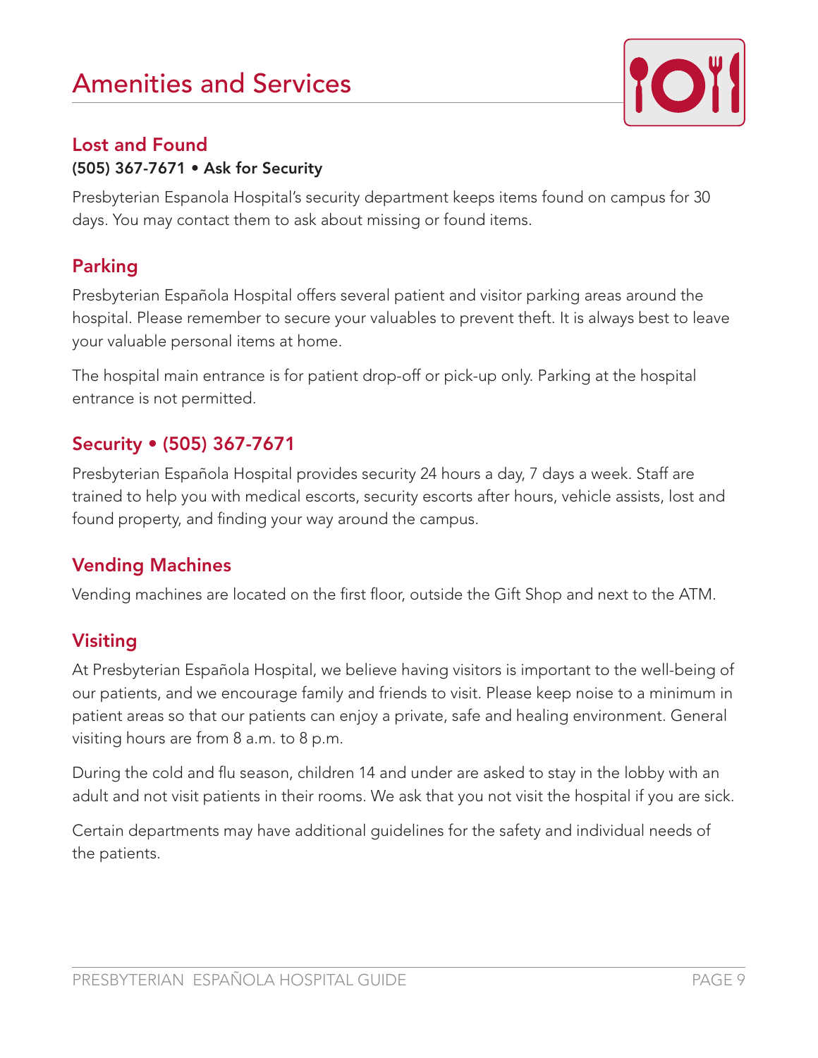# Amenities and Services

## Lost and Found

**(505) 367-7671 • Ask for Security**

Presbyterian Espanola Hospital's security department keeps items found on campus for 30 days. You may contact them to ask about missing or found items.

## Parking

Presbyterian Española Hospital offers several patient and visitor parking areas around the hospital. Please remember to secure your valuables to prevent theft. It is always best to leave your valuable personal items at home.

The hospital main entrance is for patient drop-off or pick-up only. Parking at the hospital entrance is not permitted.

## Security • (505) 367-7671

Presbyterian Española Hospital provides security 24 hours a day, 7 days a week. Staff are trained to help you with medical escorts, security escorts after hours, vehicle assists, lost and found property, and finding your way around the campus.

## Vending Machines

Vending machines are located on the first floor, outside the Gift Shop and next to the ATM.

## Visiting

At Presbyterian Española Hospital, we believe having visitors is important to the well-being of our patients, and we encourage family and friends to visit. Please keep noise to a minimum in patient areas so that our patients can enjoy a private, safe and healing environment. General visiting hours are from 8 a.m. to 8 p.m.

During the cold and flu season, children 14 and under are asked to stay in the lobby with an adult and not visit patients in their rooms. We ask that you not visit the hospital if you are sick.

Certain departments may have additional guidelines for the safety and individual needs of the patients.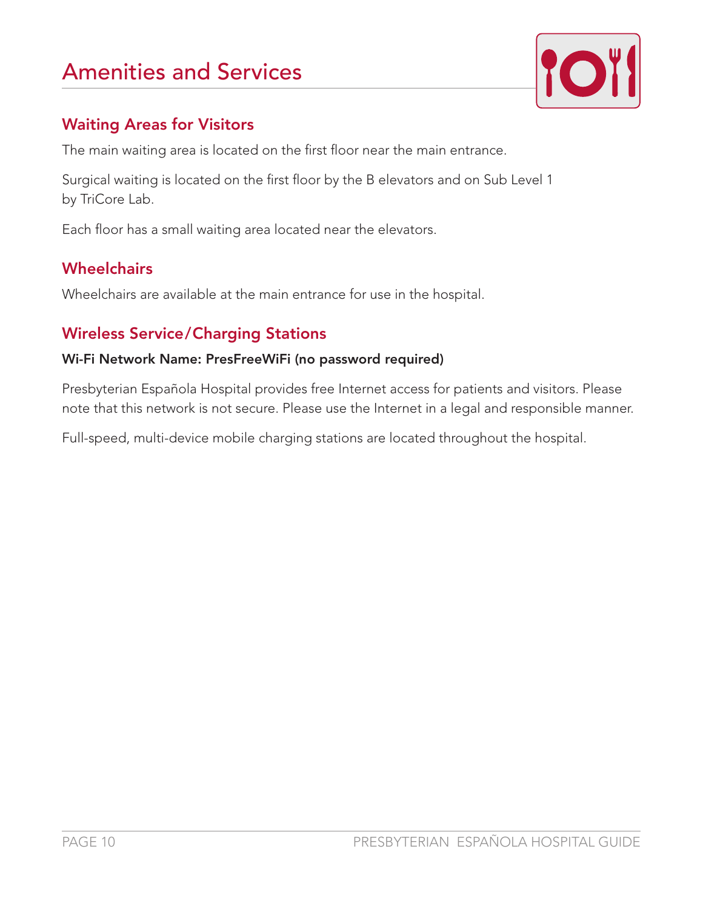# Amenities and Services

## Waiting Areas for Visitors

The main waiting area is located on the first floor near the main entrance.

Surgical waiting is located on the first floor by the B elevators and on Sub Level 1 by TriCore Lab.

Each floor has a small waiting area located near the elevators.

## Wheelchairs

Wheelchairs are available at the main entrance for use in the hospital.

## Wireless Service/Charging Stations

**Wi-Fi Network Name: PresFreeWiFi (no password required)**

Presbyterian Española Hospital provides free Internet access for patients and visitors. Please note that this network is not secure. Please use the Internet in a legal and responsible manner.

Full-speed, multi-device mobile charging stations are located throughout the hospital.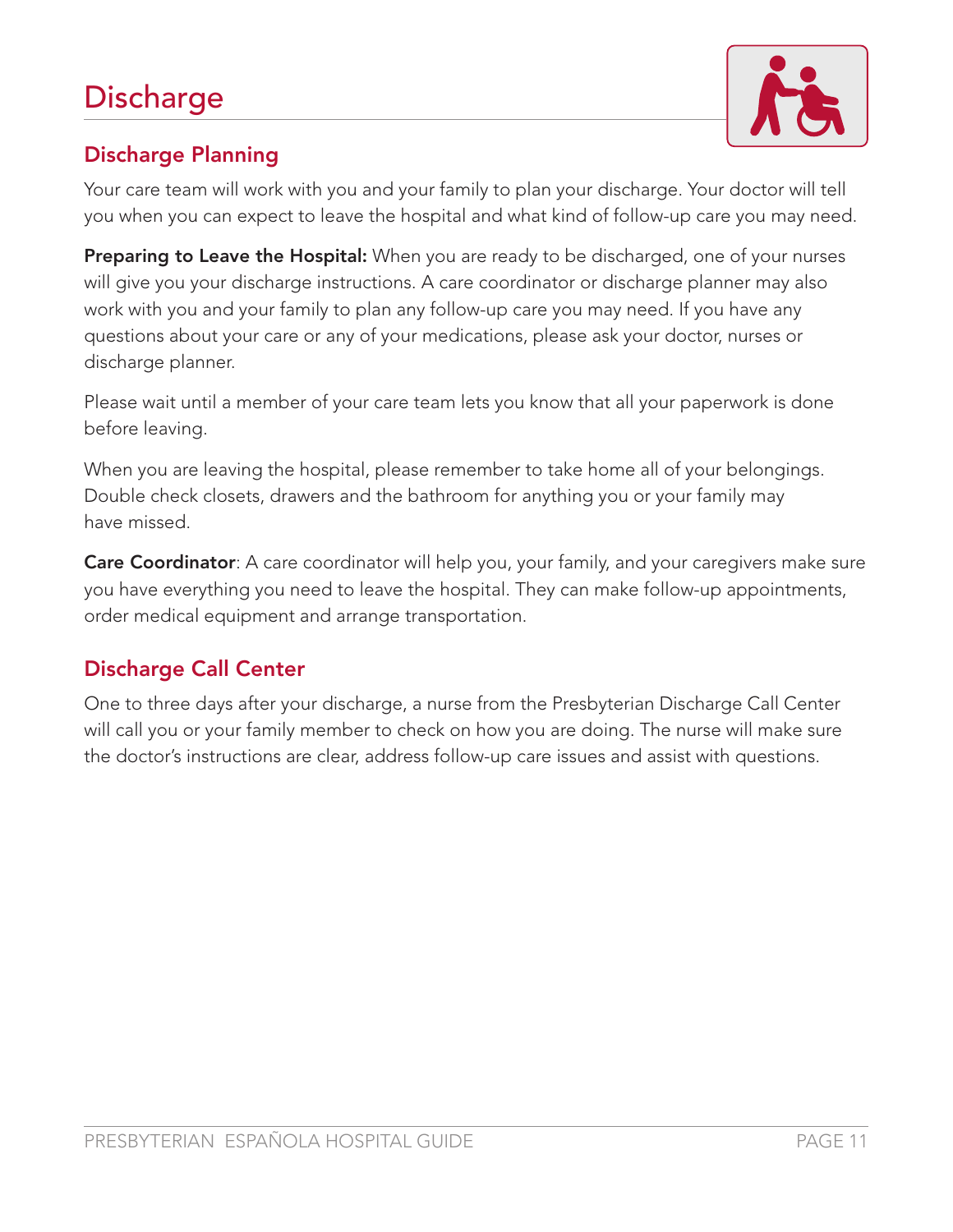# Discharge

## Discharge Planning

Your care team will work with you and your family to plan your discharge. Your doctor will tell you when you can expect to leave the hospital and what kind of follow-up care you may need.

**Preparing to Leave the Hospital:** When you are ready to be discharged, one of your nurses will give you your discharge instructions. A care coordinator or discharge planner may also work with you and your family to plan any follow-up care you may need. If you have any questions about your care or any of your medications, please ask your doctor, nurses or discharge planner.

Please wait until a member of your care team lets you know that all your paperwork is done before leaving.

When you are leaving the hospital, please remember to take home all of your belongings. Double check closets, drawers and the bathroom for anything you or your family may have missed.

**Care Coordinator**: A care coordinator will help you, your family, and your caregivers make sure you have everything you need to leave the hospital. They can make follow-up appointments, order medical equipment and arrange transportation.

## Discharge Call Center

One to three days after your discharge, a nurse from the Presbyterian Discharge Call Center will call you or your family member to check on how you are doing. The nurse will make sure the doctor's instructions are clear, address follow-up care issues and assist with questions.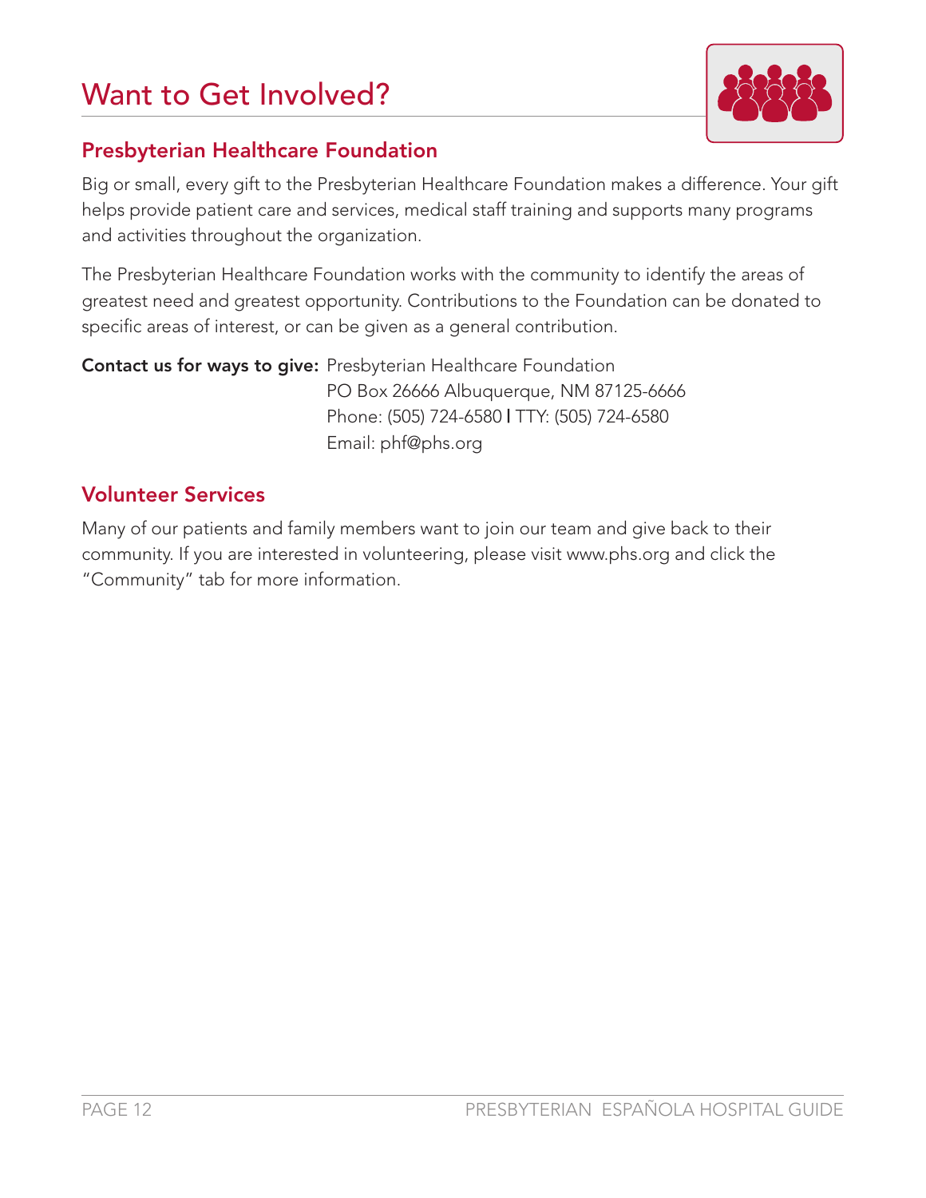# Want to Get Involved?

## Presbyterian Healthcare Foundation

Big or small, every gift to the Presbyterian Healthcare Foundation makes a difference. Your gift helps provide patient care and services, medical staff training and supports many programs and activities throughout the organization.

The Presbyterian Healthcare Foundation works with the community to identify the areas of greatest need and greatest opportunity. Contributions to the Foundation can be donated to specific areas of interest, or can be given as a general contribution.

**Contact us for ways to give:** Presbyterian Healthcare Foundation
PO Box 26666 Albuquerque, NM 87125-6666
Phone: (505) 724-6580 | TTY: (505) 724-6580
Email: phf@phs.org

## Volunteer Services

Many of our patients and family members want to join our team and give back to their community. If you are interested in volunteering, please visit www.phs.org and click the "Community" tab for more information.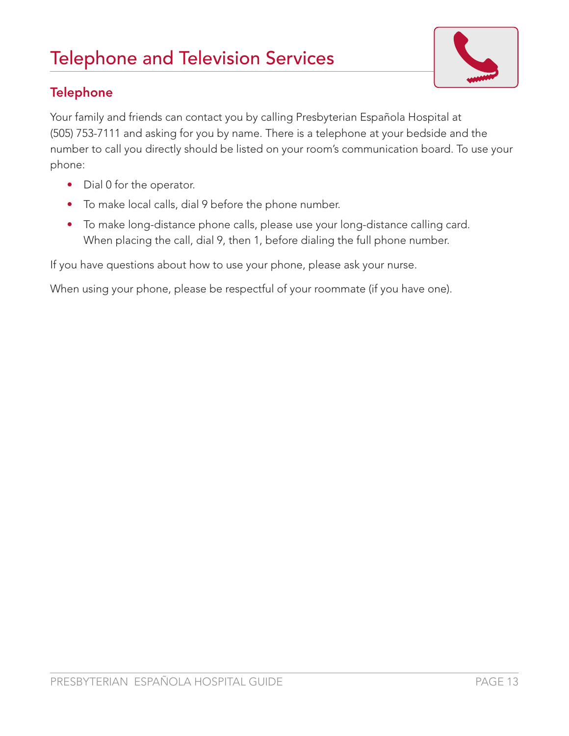# Telephone and Television Services

## Telephone

Your family and friends can contact you by calling Presbyterian Española Hospital at (505) 753-7111 and asking for you by name. There is a telephone at your bedside and the number to call you directly should be listed on your room's communication board. To use your phone:

- Dial 0 for the operator.
- To make local calls, dial 9 before the phone number.
- To make long-distance phone calls, please use your long-distance calling card. When placing the call, dial 9, then 1, before dialing the full phone number.

If you have questions about how to use your phone, please ask your nurse.

When using your phone, please be respectful of your roommate (if you have one).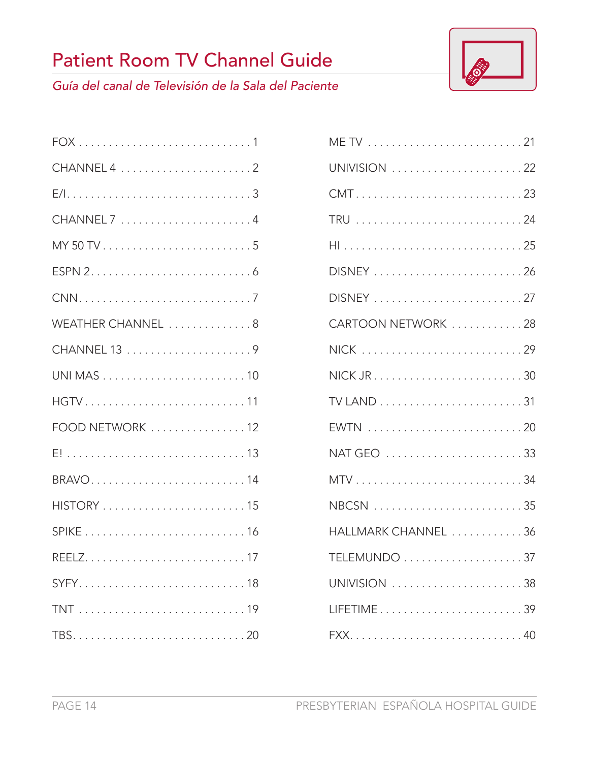# Patient Room TV Channel Guide

*Guía del canal de Televisión de la Sala del Paciente*

| Channel | Number |
|---|---|
| FOX | 1 |
| CHANNEL 4 | 2 |
| E/I | 3 |
| CHANNEL 7 | 4 |
| MY 50 TV | 5 |
| ESPN 2 | 6 |
| CNN | 7 |
| WEATHER CHANNEL | 8 |
| CHANNEL 13 | 9 |
| UNI MAS | 10 |
| HGTV | 11 |
| FOOD NETWORK | 12 |
| E! | 13 |
| BRAVO | 14 |
| HISTORY | 15 |
| SPIKE | 16 |
| REELZ | 17 |
| SYFY | 18 |
| TNT | 19 |
| TBS | 20 |
| ME TV | 21 |
| UNIVISION | 22 |
| CMT | 23 |
| TRU | 24 |
| HI | 25 |
| DISNEY | 26 |
| DISNEY | 27 |
| CARTOON NETWORK | 28 |
| NICK | 29 |
| NICK JR | 30 |
| TV LAND | 31 |
| EWTN | 20 |
| NAT GEO | 33 |
| MTV | 34 |
| NBCSN | 35 |
| HALLMARK CHANNEL | 36 |
| TELEMUNDO | 37 |
| UNIVISION | 38 |
| LIFETIME | 39 |
| FXX | 40 |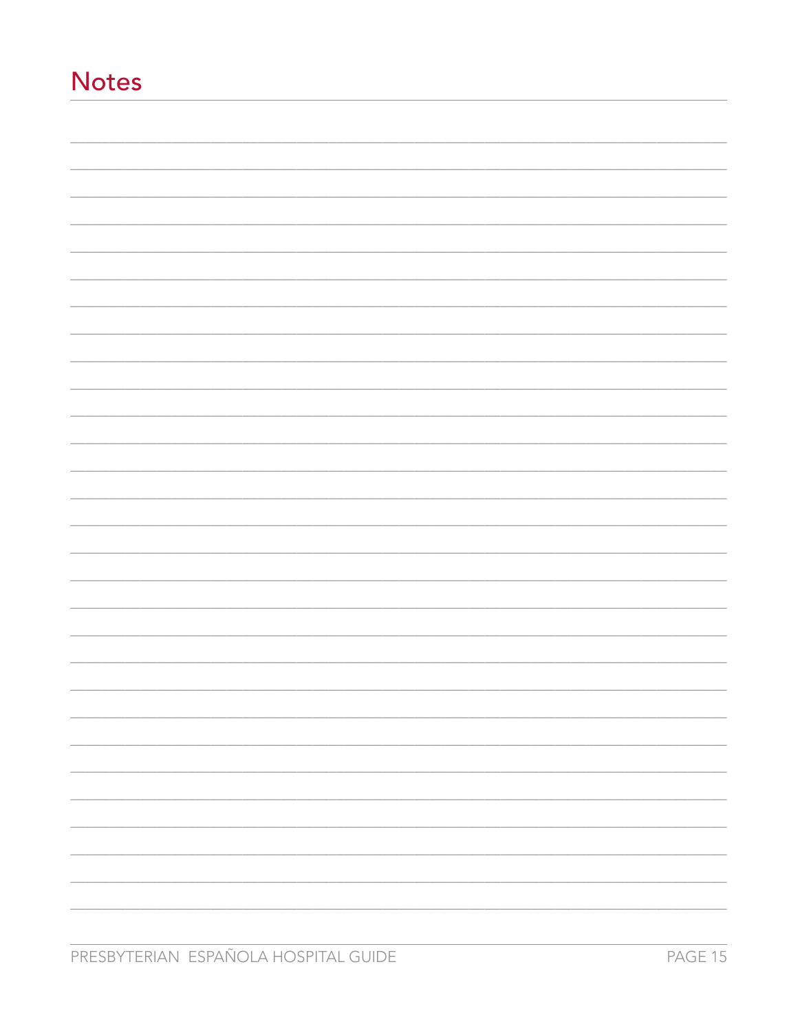# Notes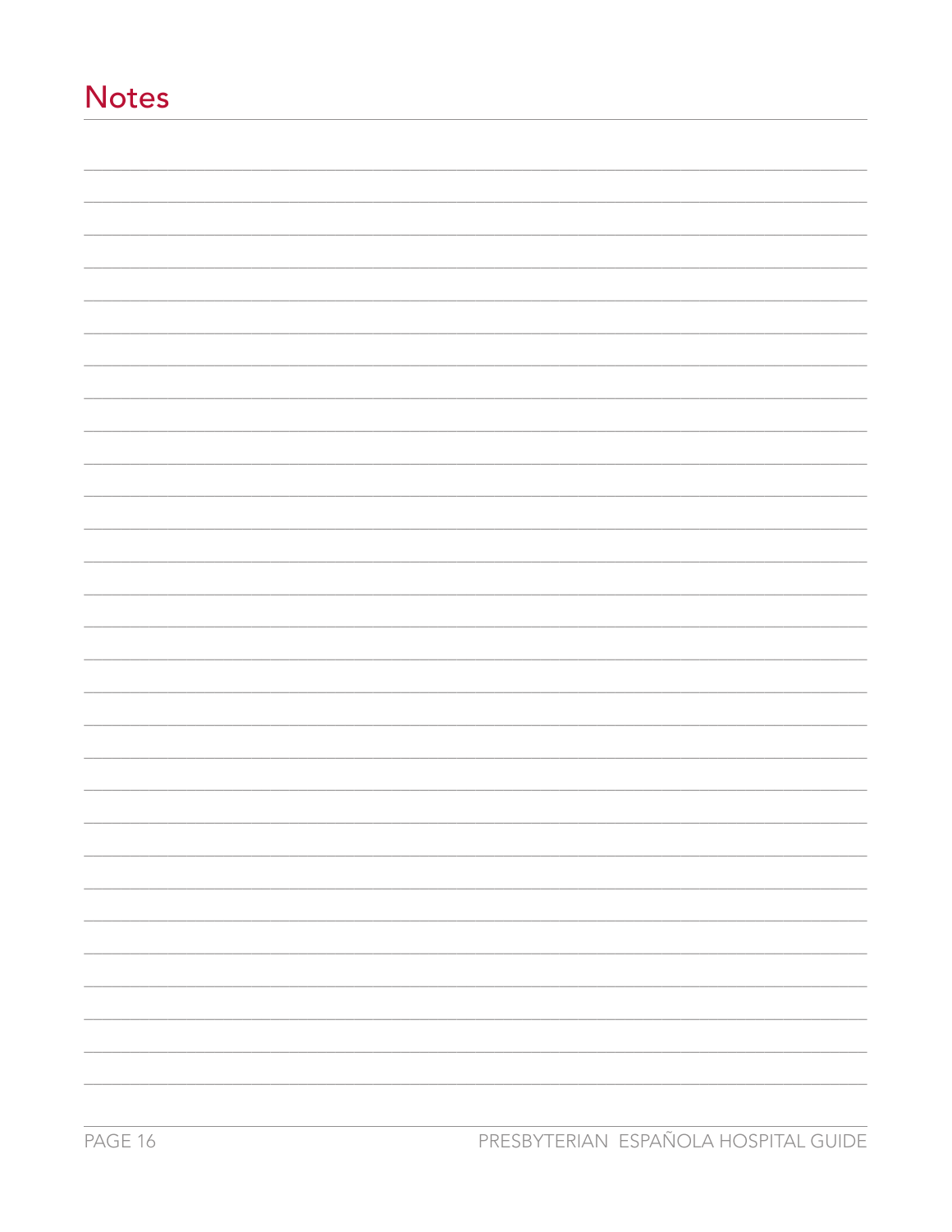# Notes